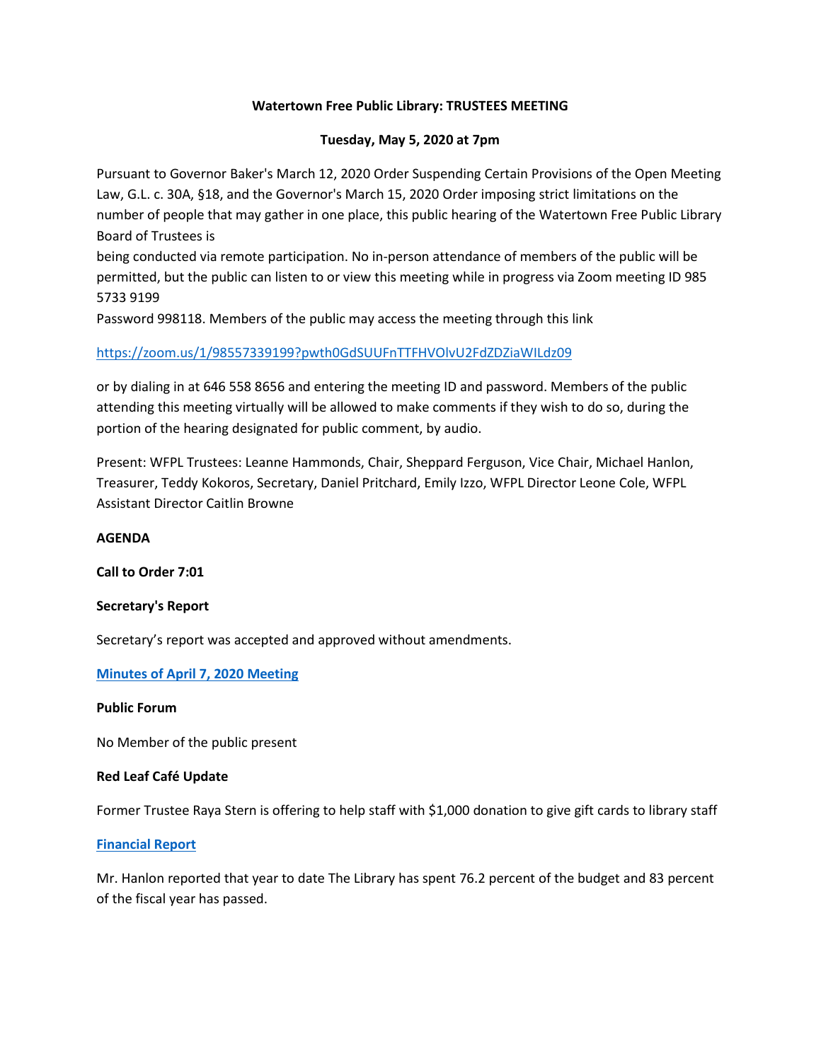**Watertown Free Public Library: TRUSTEES MEETING**

**Tuesday, May 5, 2020 at 7pm**

Pursuant to Governor Baker's March 12, 2020 Order Suspending Certain Provisions of the Open Meeting Law, G.L. c. 30A, §18, and the Governor's March 15, 2020 Order imposing strict limitations on the number of people that may gather in one place, this public hearing of the Watertown Free Public Library Board of Trustees is
being conducted via remote participation. No in-person attendance of members of the public will be permitted, but the public can listen to or view this meeting while in progress via Zoom meeting ID 985 5733 9199
Password 998118. Members of the public may access the meeting through this link

https://zoom.us/1/98557339199?pwth0GdSUUFnTTFHVOlvU2FdZDZiaWILdz09

or by dialing in at 646 558 8656 and entering the meeting ID and password. Members of the public attending this meeting virtually will be allowed to make comments if they wish to do so, during the portion of the hearing designated for public comment, by audio.

Present: WFPL Trustees: Leanne Hammonds, Chair, Sheppard Ferguson, Vice Chair, Michael Hanlon, Treasurer, Teddy Kokoros, Secretary, Daniel Pritchard, Emily Izzo, WFPL Director Leone Cole, WFPL Assistant Director Caitlin Browne

**AGENDA**

**Call to Order 7:01**

**Secretary's Report**

Secretary's report was accepted and approved without amendments.

**Minutes of April 7, 2020 Meeting**

**Public Forum**

No Member of the public present

**Red Leaf Café Update**

Former Trustee Raya Stern is offering to help staff with $1,000 donation to give gift cards to library staff

**Financial Report**

Mr. Hanlon reported that year to date The Library has spent 76.2 percent of the budget and 83 percent of the fiscal year has passed.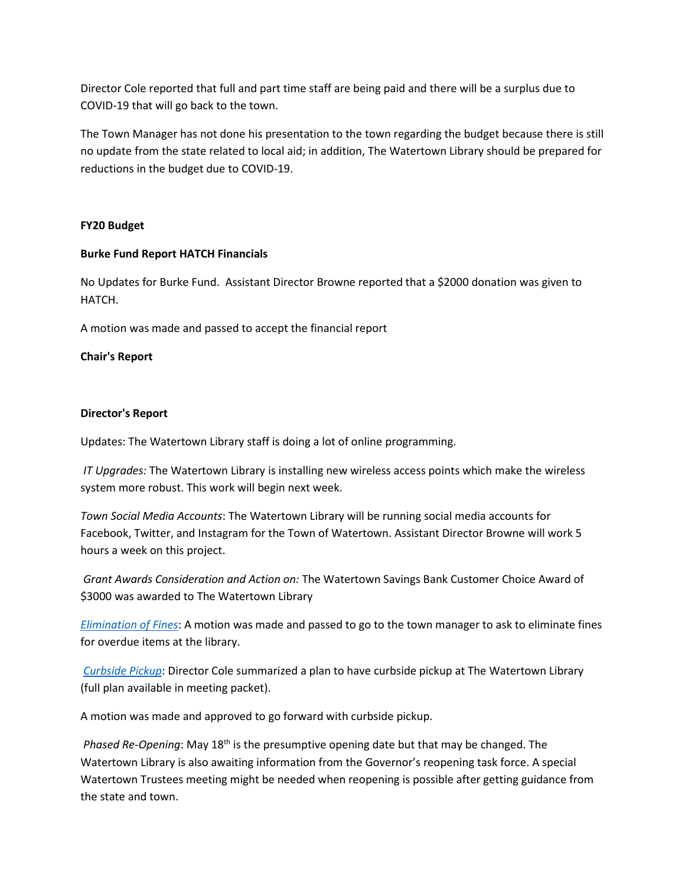Director Cole reported that full and part time staff are being paid and there will be a surplus due to COVID-19 that will go back to the town.

The Town Manager has not done his presentation to the town regarding the budget because there is still no update from the state related to local aid; in addition, The Watertown Library should be prepared for reductions in the budget due to COVID-19.

**FY20 Budget**

**Burke Fund Report HATCH Financials**

No Updates for Burke Fund. Assistant Director Browne reported that a $2000 donation was given to HATCH.

A motion was made and passed to accept the financial report

**Chair's Report**

**Director's Report**

Updates: The Watertown Library staff is doing a lot of online programming.

*IT Upgrades:* The Watertown Library is installing new wireless access points which make the wireless system more robust. This work will begin next week.

*Town Social Media Accounts*: The Watertown Library will be running social media accounts for Facebook, Twitter, and Instagram for the Town of Watertown. Assistant Director Browne will work 5 hours a week on this project.

*Grant Awards Consideration and Action on:* The Watertown Savings Bank Customer Choice Award of $3000 was awarded to The Watertown Library

*Elimination of Fines*: A motion was made and passed to go to the town manager to ask to eliminate fines for overdue items at the library.

*Curbside Pickup*: Director Cole summarized a plan to have curbside pickup at The Watertown Library (full plan available in meeting packet).

A motion was made and approved to go forward with curbside pickup.

*Phased Re-Opening*: May 18th is the presumptive opening date but that may be changed. The Watertown Library is also awaiting information from the Governor's reopening task force. A special Watertown Trustees meeting might be needed when reopening is possible after getting guidance from the state and town.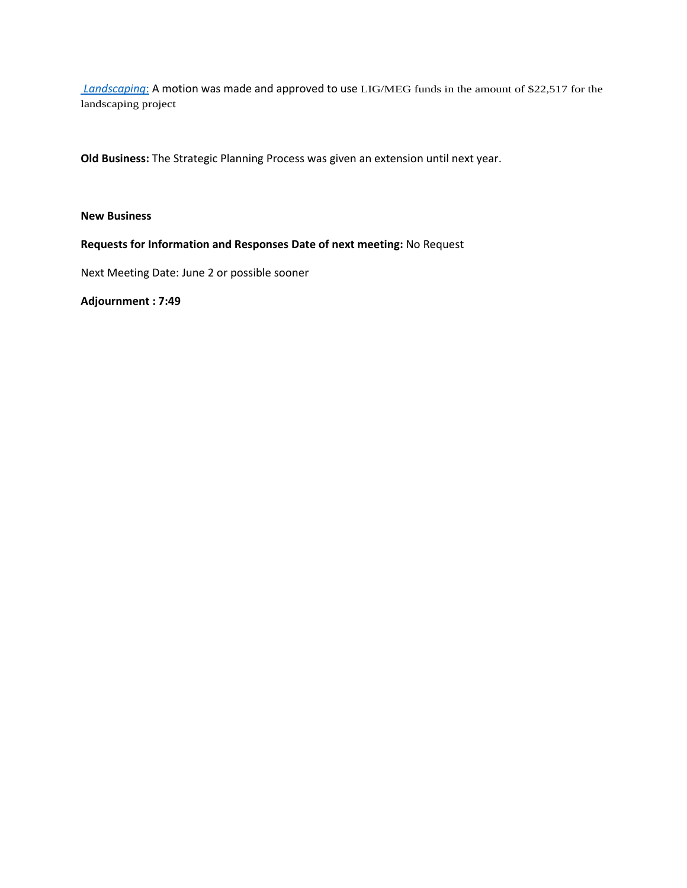*Landscaping:* A motion was made and approved to use LIG/MEG funds in the amount of $22,517 for the landscaping project

**Old Business:** The Strategic Planning Process was given an extension until next year.

**New Business**

**Requests for Information and Responses Date of next meeting:** No Request

Next Meeting Date: June 2 or possible sooner

**Adjournment : 7:49**